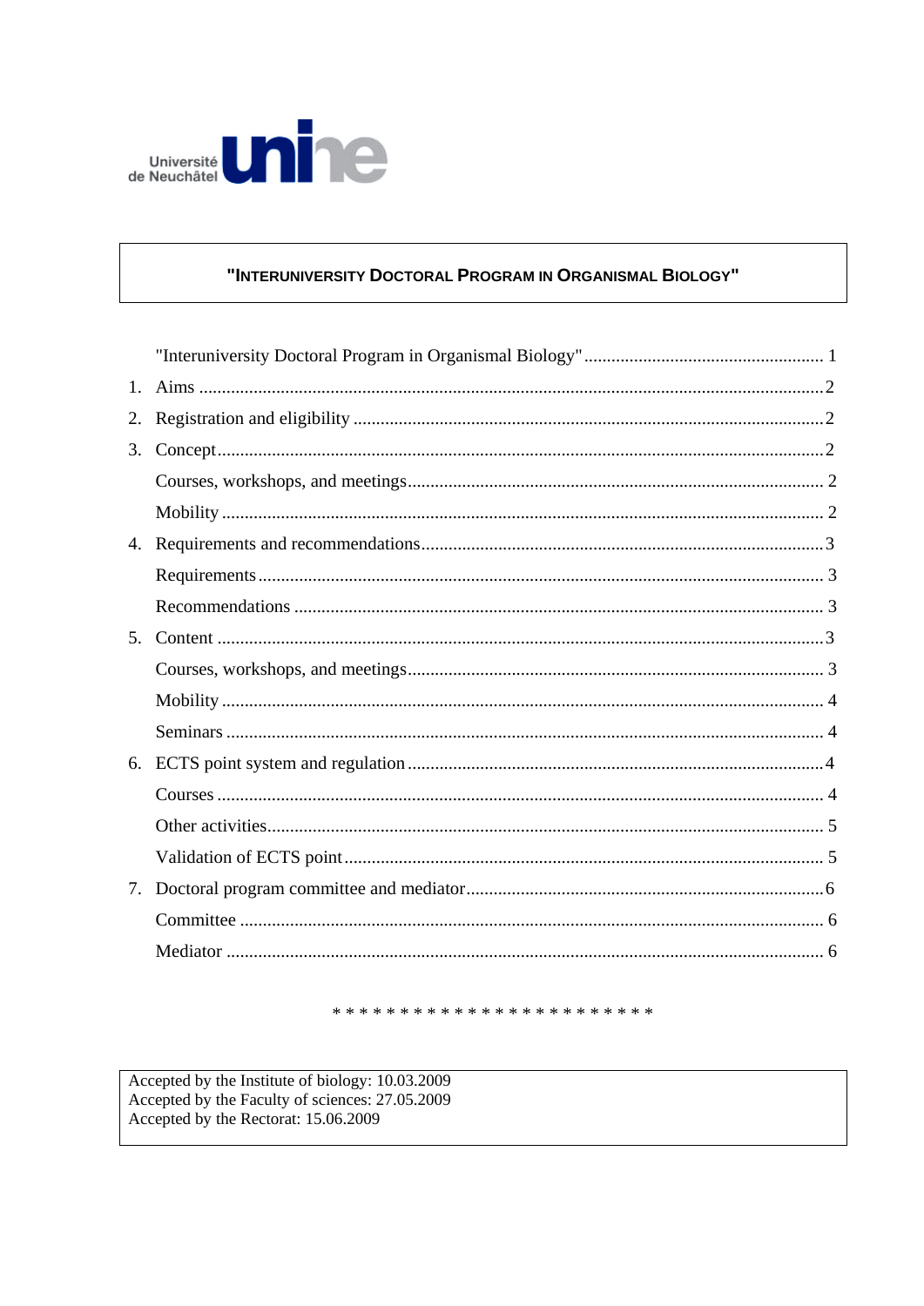Université de Neuchâtel unine

# "Interuniversity Doctoral Program in Organismal Biology"

"Interuniversity Doctoral Program in Organismal Biology" .......... 1

1. Aims .......... 2
2. Registration and eligibility .......... 2
3. Concept .......... 2
   - Courses, workshops, and meetings .......... 2
   - Mobility .......... 2
4. Requirements and recommendations .......... 3
   - Requirements .......... 3
   - Recommendations .......... 3
5. Content .......... 3
   - Courses, workshops, and meetings .......... 3
   - Mobility .......... 4
   - Seminars .......... 4
6. ECTS point system and regulation .......... 4
   - Courses .......... 4
   - Other activities .......... 5
   - Validation of ECTS point .......... 5
7. Doctoral program committee and mediator .......... 6
   - Committee .......... 6
   - Mediator .......... 6

\* \* \* \* \* \* \* \* \* \* \* \* \* \* \* \* \* \* \* \* \* \* \* \*

Accepted by the Institute of biology: 10.03.2009
Accepted by the Faculty of sciences: 27.05.2009
Accepted by the Rectorat: 15.06.2009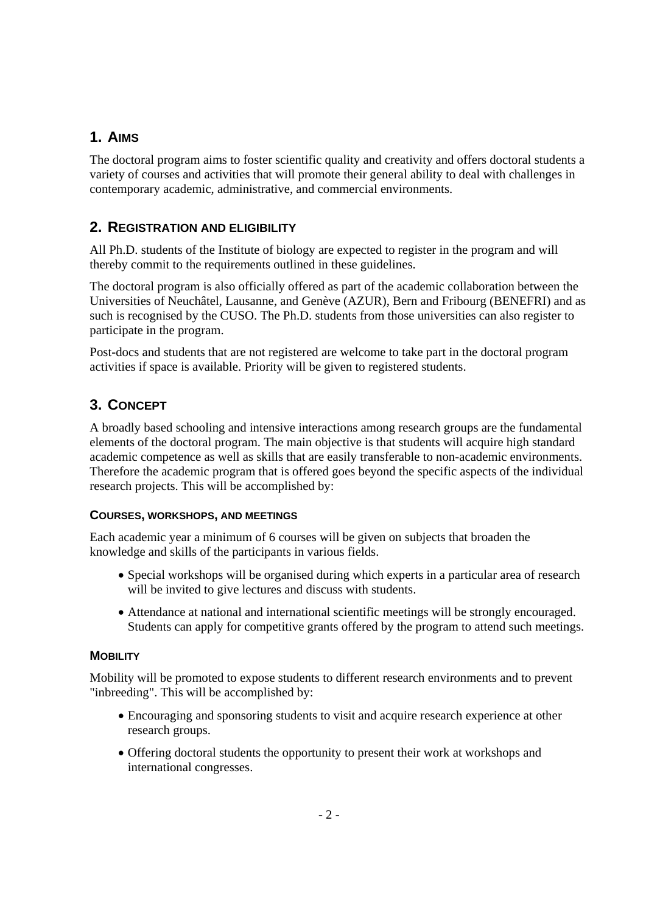## 1. AIMS

The doctoral program aims to foster scientific quality and creativity and offers doctoral students a variety of courses and activities that will promote their general ability to deal with challenges in contemporary academic, administrative, and commercial environments.

## 2. REGISTRATION AND ELIGIBILITY

All Ph.D. students of the Institute of biology are expected to register in the program and will thereby commit to the requirements outlined in these guidelines.

The doctoral program is also officially offered as part of the academic collaboration between the Universities of Neuchâtel, Lausanne, and Genève (AZUR), Bern and Fribourg (BENEFRI) and as such is recognised by the CUSO. The Ph.D. students from those universities can also register to participate in the program.

Post-docs and students that are not registered are welcome to take part in the doctoral program activities if space is available. Priority will be given to registered students.

## 3. CONCEPT

A broadly based schooling and intensive interactions among research groups are the fundamental elements of the doctoral program. The main objective is that students will acquire high standard academic competence as well as skills that are easily transferable to non-academic environments. Therefore the academic program that is offered goes beyond the specific aspects of the individual research projects. This will be accomplished by:

### COURSES, WORKSHOPS, AND MEETINGS

Each academic year a minimum of 6 courses will be given on subjects that broaden the knowledge and skills of the participants in various fields.

- Special workshops will be organised during which experts in a particular area of research will be invited to give lectures and discuss with students.
- Attendance at national and international scientific meetings will be strongly encouraged. Students can apply for competitive grants offered by the program to attend such meetings.

### MOBILITY

Mobility will be promoted to expose students to different research environments and to prevent "inbreeding". This will be accomplished by:

- Encouraging and sponsoring students to visit and acquire research experience at other research groups.
- Offering doctoral students the opportunity to present their work at workshops and international congresses.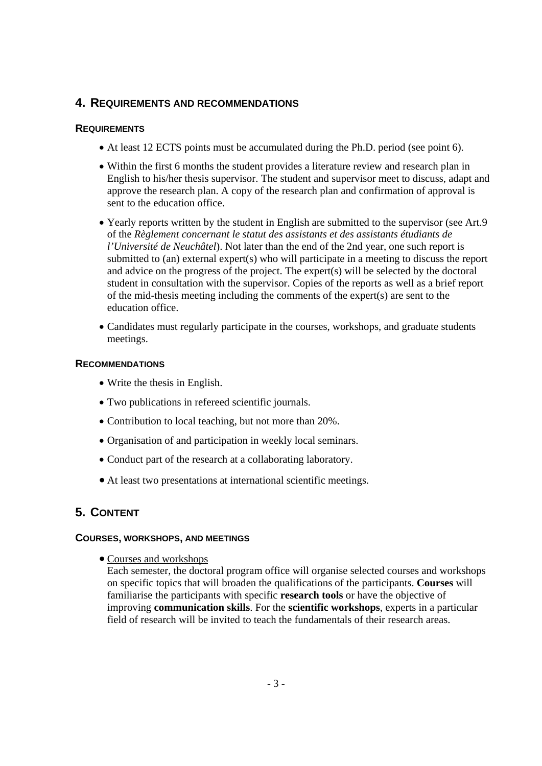## 4. Requirements and recommendations

### Requirements

- At least 12 ECTS points must be accumulated during the Ph.D. period (see point 6).
- Within the first 6 months the student provides a literature review and research plan in English to his/her thesis supervisor. The student and supervisor meet to discuss, adapt and approve the research plan. A copy of the research plan and confirmation of approval is sent to the education office.
- Yearly reports written by the student in English are submitted to the supervisor (see Art.9 of the *Règlement concernant le statut des assistants et des assistants étudiants de l'Université de Neuchâtel*). Not later than the end of the 2nd year, one such report is submitted to (an) external expert(s) who will participate in a meeting to discuss the report and advice on the progress of the project. The expert(s) will be selected by the doctoral student in consultation with the supervisor. Copies of the reports as well as a brief report of the mid-thesis meeting including the comments of the expert(s) are sent to the education office.
- Candidates must regularly participate in the courses, workshops, and graduate students meetings.

### Recommendations

- Write the thesis in English.
- Two publications in refereed scientific journals.
- Contribution to local teaching, but not more than 20%.
- Organisation of and participation in weekly local seminars.
- Conduct part of the research at a collaborating laboratory.
- At least two presentations at international scientific meetings.

## 5. Content

### Courses, workshops, and meetings

- Courses and workshops
  Each semester, the doctoral program office will organise selected courses and workshops on specific topics that will broaden the qualifications of the participants. **Courses** will familiarise the participants with specific **research tools** or have the objective of improving **communication skills**. For the **scientific workshops**, experts in a particular field of research will be invited to teach the fundamentals of their research areas.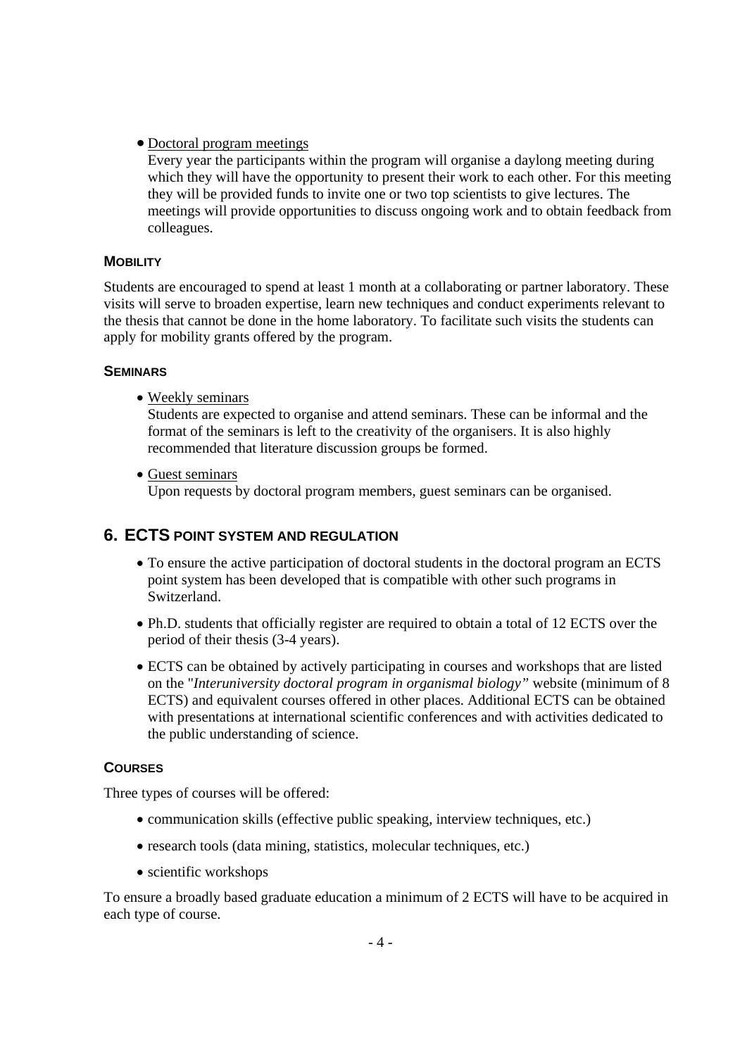- Doctoral program meetings

  Every year the participants within the program will organise a daylong meeting during which they will have the opportunity to present their work to each other. For this meeting they will be provided funds to invite one or two top scientists to give lectures. The meetings will provide opportunities to discuss ongoing work and to obtain feedback from colleagues.

### MOBILITY

Students are encouraged to spend at least 1 month at a collaborating or partner laboratory. These visits will serve to broaden expertise, learn new techniques and conduct experiments relevant to the thesis that cannot be done in the home laboratory. To facilitate such visits the students can apply for mobility grants offered by the program.

### SEMINARS

- Weekly seminars

  Students are expected to organise and attend seminars. These can be informal and the format of the seminars is left to the creativity of the organisers. It is also highly recommended that literature discussion groups be formed.

- Guest seminars

  Upon requests by doctoral program members, guest seminars can be organised.

## 6. ECTS POINT SYSTEM AND REGULATION

- To ensure the active participation of doctoral students in the doctoral program an ECTS point system has been developed that is compatible with other such programs in Switzerland.
- Ph.D. students that officially register are required to obtain a total of 12 ECTS over the period of their thesis (3-4 years).
- ECTS can be obtained by actively participating in courses and workshops that are listed on the "*Interuniversity doctoral program in organismal biology"* website (minimum of 8 ECTS) and equivalent courses offered in other places. Additional ECTS can be obtained with presentations at international scientific conferences and with activities dedicated to the public understanding of science.

### COURSES

Three types of courses will be offered:

- communication skills (effective public speaking, interview techniques, etc.)
- research tools (data mining, statistics, molecular techniques, etc.)
- scientific workshops

To ensure a broadly based graduate education a minimum of 2 ECTS will have to be acquired in each type of course.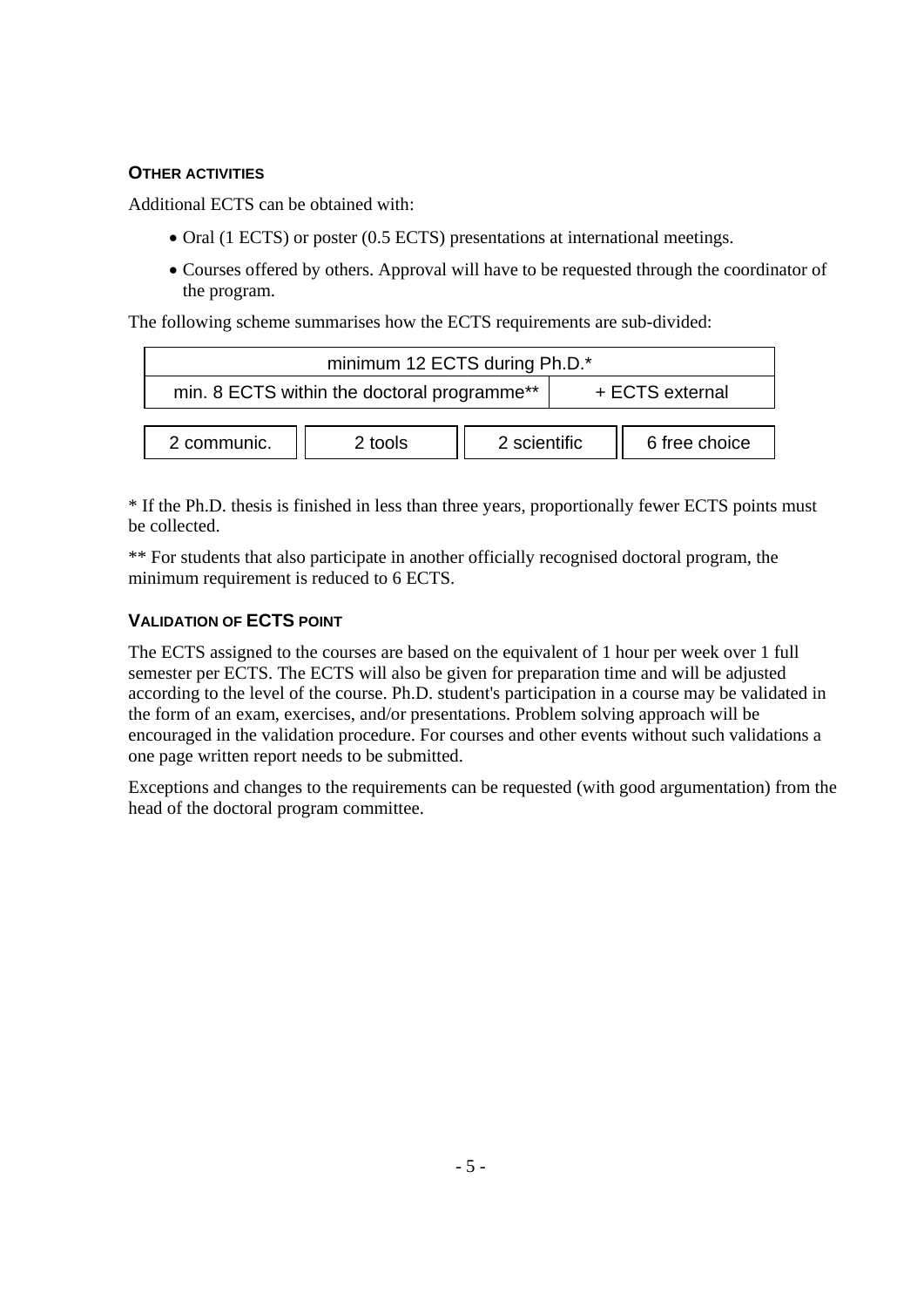### OTHER ACTIVITIES

Additional ECTS can be obtained with:

- Oral (1 ECTS) or poster (0.5 ECTS) presentations at international meetings.
- Courses offered by others. Approval will have to be requested through the coordinator of the program.

The following scheme summarises how the ECTS requirements are sub-divided:

| | | | |
|---|---|---|---|
| minimum 12 ECTS during Ph.D.* | | | |
| min. 8 ECTS within the doctoral programme** | | | + ECTS external |
| 2 communic. | 2 tools | 2 scientific | 6 free choice |

* If the Ph.D. thesis is finished in less than three years, proportionally fewer ECTS points must be collected.

** For students that also participate in another officially recognised doctoral program, the minimum requirement is reduced to 6 ECTS.

### VALIDATION OF ECTS POINT

The ECTS assigned to the courses are based on the equivalent of 1 hour per week over 1 full semester per ECTS. The ECTS will also be given for preparation time and will be adjusted according to the level of the course. Ph.D. student's participation in a course may be validated in the form of an exam, exercises, and/or presentations. Problem solving approach will be encouraged in the validation procedure. For courses and other events without such validations a one page written report needs to be submitted.

Exceptions and changes to the requirements can be requested (with good argumentation) from the head of the doctoral program committee.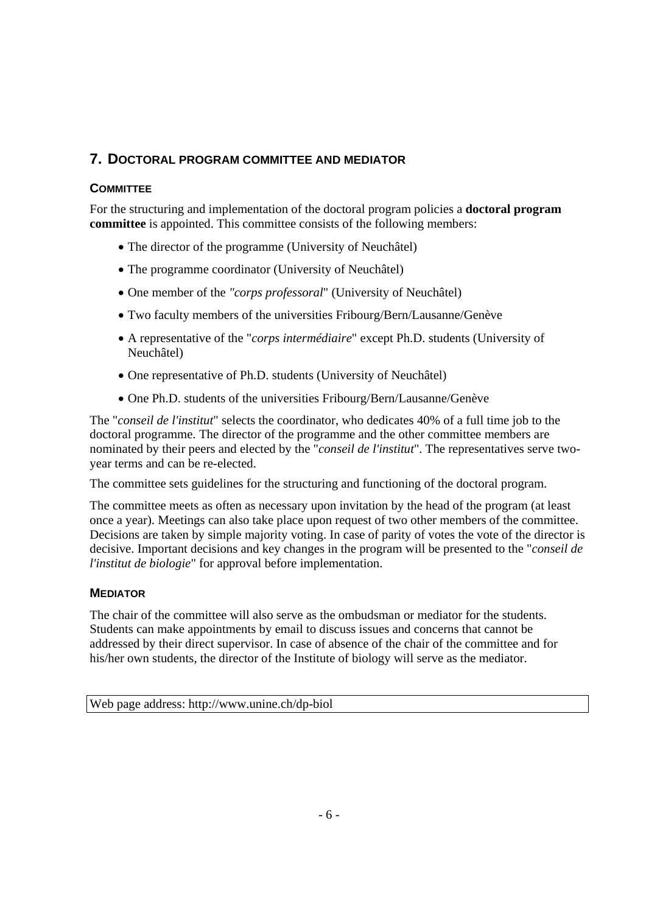## 7. Doctoral program committee and mediator

### Committee

For the structuring and implementation of the doctoral program policies a **doctoral program committee** is appointed. This committee consists of the following members:

- The director of the programme (University of Neuchâtel)
- The programme coordinator (University of Neuchâtel)
- One member of the *"corps professoral*" (University of Neuchâtel)
- Two faculty members of the universities Fribourg/Bern/Lausanne/Genève
- A representative of the "*corps intermédiaire*" except Ph.D. students (University of Neuchâtel)
- One representative of Ph.D. students (University of Neuchâtel)
- One Ph.D. students of the universities Fribourg/Bern/Lausanne/Genève

The "*conseil de l'institut*" selects the coordinator, who dedicates 40% of a full time job to the doctoral programme. The director of the programme and the other committee members are nominated by their peers and elected by the "*conseil de l'institut*". The representatives serve two-year terms and can be re-elected.

The committee sets guidelines for the structuring and functioning of the doctoral program.

The committee meets as often as necessary upon invitation by the head of the program (at least once a year). Meetings can also take place upon request of two other members of the committee. Decisions are taken by simple majority voting. In case of parity of votes the vote of the director is decisive. Important decisions and key changes in the program will be presented to the "*conseil de l'institut de biologie*" for approval before implementation.

### Mediator

The chair of the committee will also serve as the ombudsman or mediator for the students. Students can make appointments by email to discuss issues and concerns that cannot be addressed by their direct supervisor. In case of absence of the chair of the committee and for his/her own students, the director of the Institute of biology will serve as the mediator.

Web page address: http://www.unine.ch/dp-biol